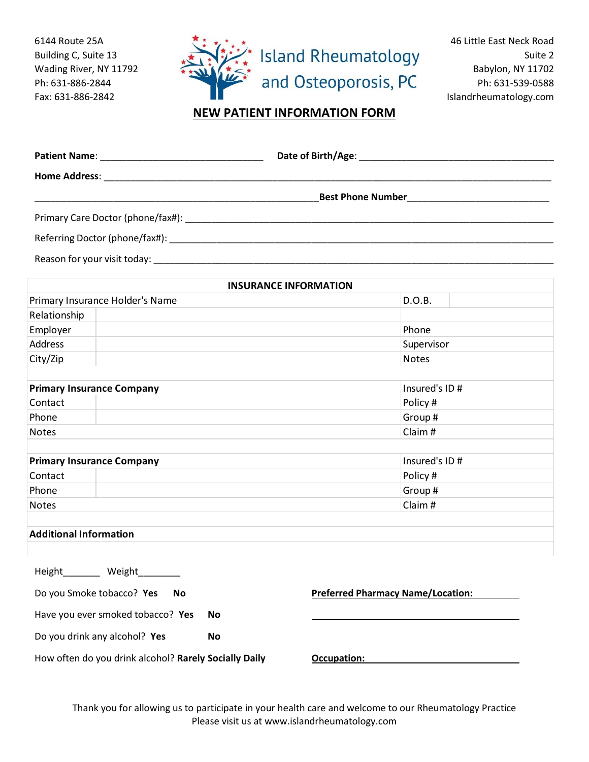6144 Route 25A
Building C, Suite 13
Wading River, NY 11792
Ph: 631-886-2844
Fax: 631-886-2842

# Island Rheumatology and Osteoporosis, PC

46 Little East Neck Road
Suite 2
Babylon, NY 11702
Ph: 631-539-0588
Islandrheumatology.com

## NEW PATIENT INFORMATION FORM

**Patient Name**: ______________________________ **Date of Birth/Age**: ____________________________________

**Home Address**: ______________________________________________________________________________

_____________________________________________________ **Best Phone Number**___________________________

Primary Care Doctor (phone/fax#): ______________________________________________________________________

Referring Doctor (phone/fax#): _________________________________________________________________________

Reason for your visit today: ___________________________________________________________________________

| INSURANCE INFORMATION | | | |
|---|---|---|---|
| Primary Insurance Holder's Name | | D.O.B. | |
| Relationship | | | |
| Employer | | Phone | |
| Address | | Supervisor | |
| City/Zip | | Notes | |
| | | | |
| **Primary Insurance Company** | | Insured's ID # | |
| Contact | | Policy # | |
| Phone | | Group # | |
| Notes | | Claim # | |
| | | | |
| **Primary Insurance Company** | | Insured's ID # | |
| Contact | | Policy # | |
| Phone | | Group # | |
| Notes | | Claim # | |
| | | | |
| **Additional Information** | | | |
| | | | |

Height_______ Weight________

Do you Smoke tobacco? **Yes** **No**

Have you ever smoked tobacco? **Yes** **No**

Do you drink any alcohol? **Yes** **No**

How often do you drink alcohol? **Rarely Socially Daily**

**Preferred Pharmacy Name/Location:** __________

________________________________________

**Occupation:** ______________________________

Thank you for allowing us to participate in your health care and welcome to our Rheumatology Practice
Please visit us at www.islandrheumatology.com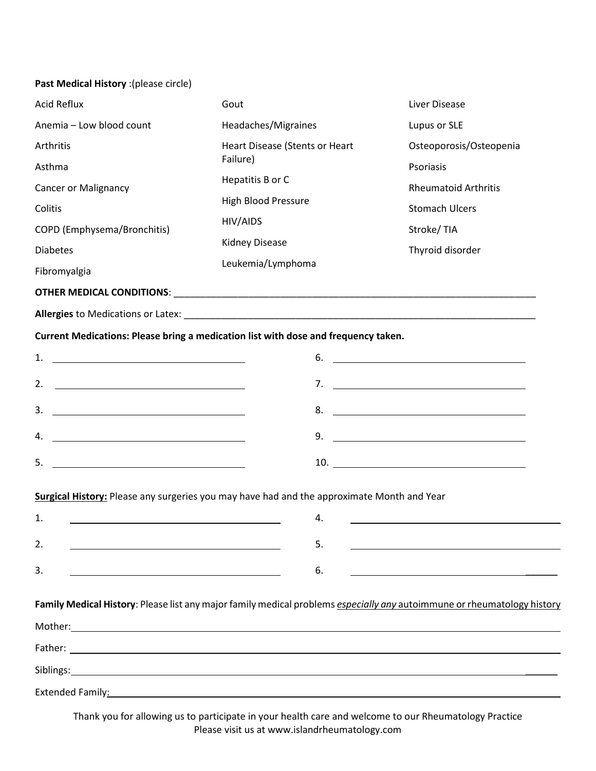**Past Medical History** :(please circle)

| | | |
|---|---|---|
| Acid Reflux | Gout | Liver Disease |
| Anemia – Low blood count | Headaches/Migraines | Lupus or SLE |
| Arthritis | Heart Disease (Stents or Heart Failure) | Osteoporosis/Osteopenia |
| Asthma | Hepatitis B or C | Psoriasis |
| Cancer or Malignancy | High Blood Pressure | Rheumatoid Arthritis |
| Colitis | HIV/AIDS | Stomach Ulcers |
| COPD (Emphysema/Bronchitis) | Kidney Disease | Stroke/ TIA |
| Diabetes | Leukemia/Lymphoma | Thyroid disorder |
| Fibromyalgia | | |

**OTHER MEDICAL CONDITIONS**: ______________________________________________________________________

**Allergies** to Medications or Latex: ___________________________________________________________________

**Current Medications: Please bring a medication list with dose and frequency taken.**

1. ______________________________
2. ______________________________
3. ______________________________
4. ______________________________
5. ______________________________
6. ______________________________
7. ______________________________
8. ______________________________
9. ______________________________
10. ______________________________

**<u>Surgical History:</u>** Please any surgeries you may have had and the approximate Month and Year

1. ______________________________
2. ______________________________
3. ______________________________
4. ______________________________
5. ______________________________
6. ______________________________

**Family Medical History**: Please list any major family medical problems <u>*especially any*</u> <u>autoimmune or rheumatology history</u>

Mother: ______________________________________________________________________

Father: ______________________________________________________________________

Siblings: ______________________________________________________________________

Extended Family: ______________________________________________________________________

Thank you for allowing us to participate in your health care and welcome to our Rheumatology Practice
Please visit us at www.islandrheumatology.com